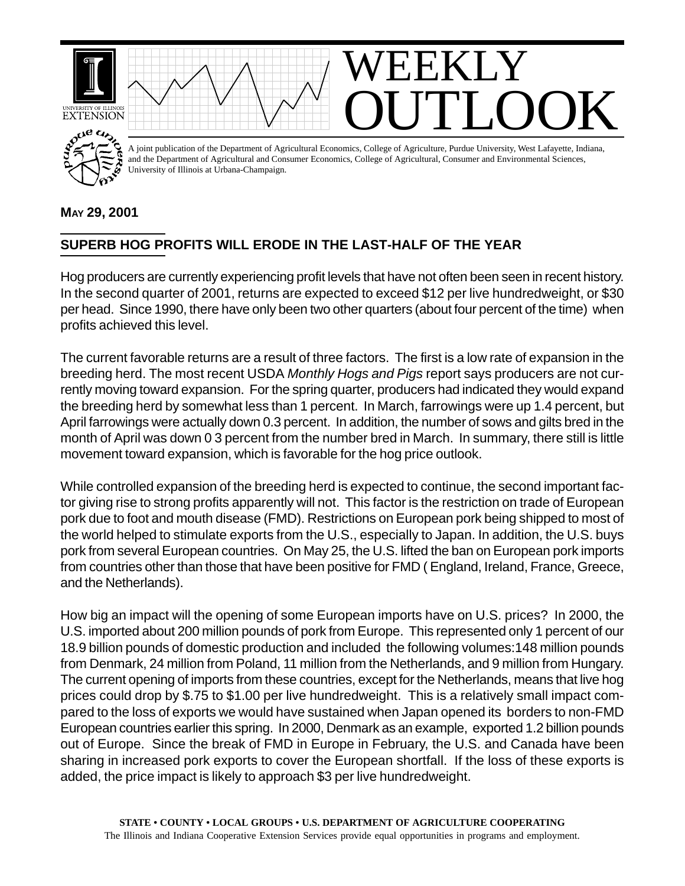# WEEKLY OUTLOOK

A joint publication of the Department of Agricultural Economics, College of Agriculture, Purdue University, West Lafayette, Indiana, and the Department of Agricultural and Consumer Economics, College of Agricultural, Consumer and Environmental Sciences, University of Illinois at Urbana-Champaign.

**MAY 29, 2001**

## SUPERB HOG PROFITS WILL ERODE IN THE LAST-HALF OF THE YEAR

Hog producers are currently experiencing profit levels that have not often been seen in recent history. In the second quarter of 2001, returns are expected to exceed $12 per live hundredweight, or $30 per head. Since 1990, there have only been two other quarters (about four percent of the time) when profits achieved this level.

The current favorable returns are a result of three factors. The first is a low rate of expansion in the breeding herd. The most recent USDA *Monthly Hogs and Pigs* report says producers are not currently moving toward expansion. For the spring quarter, producers had indicated they would expand the breeding herd by somewhat less than 1 percent. In March, farrowings were up 1.4 percent, but April farrowings were actually down 0.3 percent. In addition, the number of sows and gilts bred in the month of April was down 0 3 percent from the number bred in March. In summary, there still is little movement toward expansion, which is favorable for the hog price outlook.

While controlled expansion of the breeding herd is expected to continue, the second important factor giving rise to strong profits apparently will not. This factor is the restriction on trade of European pork due to foot and mouth disease (FMD). Restrictions on European pork being shipped to most of the world helped to stimulate exports from the U.S., especially to Japan. In addition, the U.S. buys pork from several European countries. On May 25, the U.S. lifted the ban on European pork imports from countries other than those that have been positive for FMD ( England, Ireland, France, Greece, and the Netherlands).

How big an impact will the opening of some European imports have on U.S. prices? In 2000, the U.S. imported about 200 million pounds of pork from Europe. This represented only 1 percent of our 18.9 billion pounds of domestic production and included the following volumes:148 million pounds from Denmark, 24 million from Poland, 11 million from the Netherlands, and 9 million from Hungary. The current opening of imports from these countries, except for the Netherlands, means that live hog prices could drop by $.75 to $1.00 per live hundredweight. This is a relatively small impact compared to the loss of exports we would have sustained when Japan opened its borders to non-FMD European countries earlier this spring. In 2000, Denmark as an example, exported 1.2 billion pounds out of Europe. Since the break of FMD in Europe in February, the U.S. and Canada have been sharing in increased pork exports to cover the European shortfall. If the loss of these exports is added, the price impact is likely to approach $3 per live hundredweight.

**STATE • COUNTY • LOCAL GROUPS • U.S. DEPARTMENT OF AGRICULTURE COOPERATING**
The Illinois and Indiana Cooperative Extension Services provide equal opportunities in programs and employment.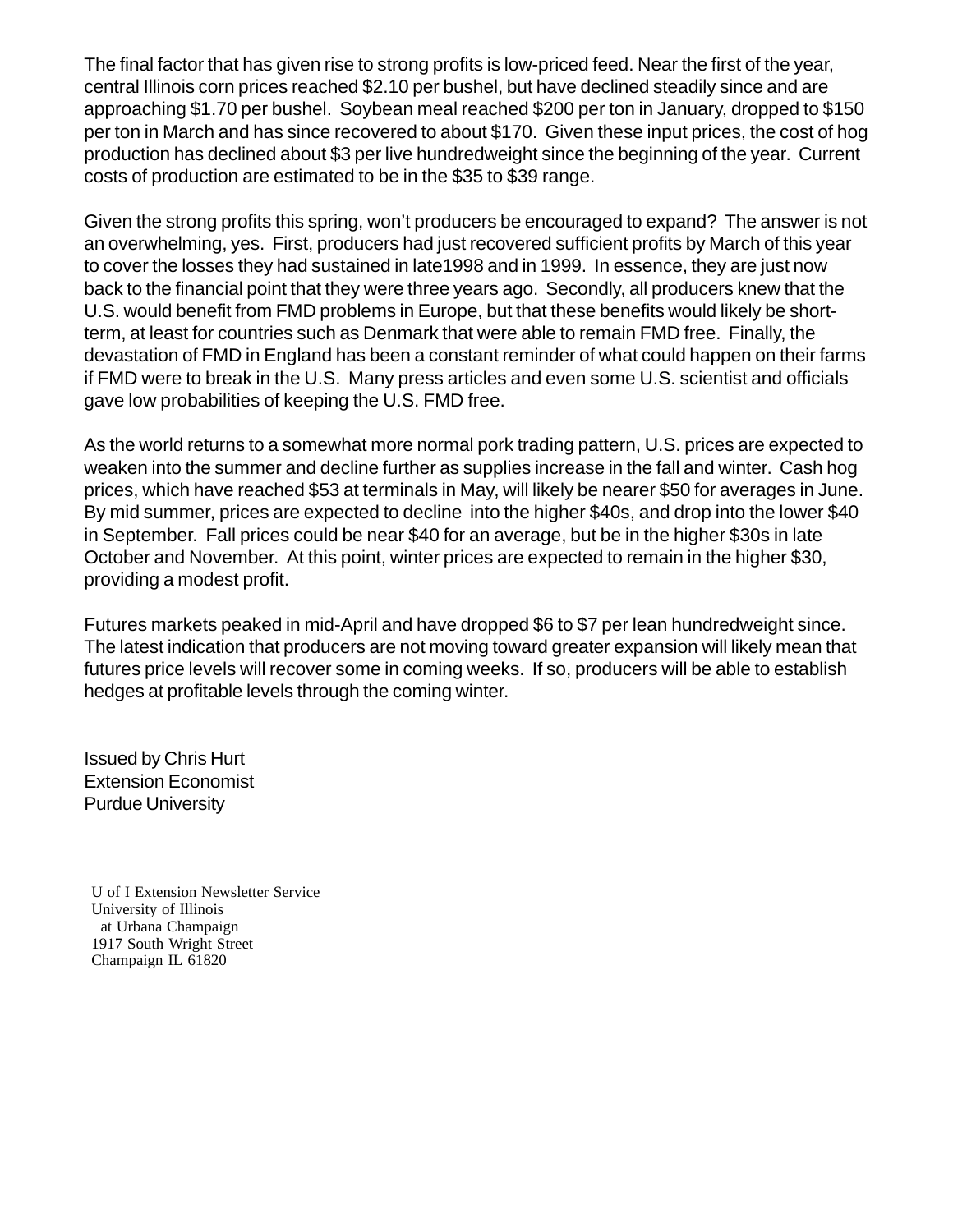The final factor that has given rise to strong profits is low-priced feed. Near the first of the year, central Illinois corn prices reached $2.10 per bushel, but have declined steadily since and are approaching $1.70 per bushel. Soybean meal reached $200 per ton in January, dropped to $150 per ton in March and has since recovered to about $170. Given these input prices, the cost of hog production has declined about $3 per live hundredweight since the beginning of the year. Current costs of production are estimated to be in the $35 to $39 range.

Given the strong profits this spring, won't producers be encouraged to expand? The answer is not an overwhelming, yes. First, producers had just recovered sufficient profits by March of this year to cover the losses they had sustained in late1998 and in 1999. In essence, they are just now back to the financial point that they were three years ago. Secondly, all producers knew that the U.S. would benefit from FMD problems in Europe, but that these benefits would likely be short-term, at least for countries such as Denmark that were able to remain FMD free. Finally, the devastation of FMD in England has been a constant reminder of what could happen on their farms if FMD were to break in the U.S. Many press articles and even some U.S. scientist and officials gave low probabilities of keeping the U.S. FMD free.

As the world returns to a somewhat more normal pork trading pattern, U.S. prices are expected to weaken into the summer and decline further as supplies increase in the fall and winter. Cash hog prices, which have reached $53 at terminals in May, will likely be nearer $50 for averages in June. By mid summer, prices are expected to decline into the higher $40s, and drop into the lower $40 in September. Fall prices could be near $40 for an average, but be in the higher $30s in late October and November. At this point, winter prices are expected to remain in the higher $30, providing a modest profit.

Futures markets peaked in mid-April and have dropped $6 to $7 per lean hundredweight since. The latest indication that producers are not moving toward greater expansion will likely mean that futures price levels will recover some in coming weeks. If so, producers will be able to establish hedges at profitable levels through the coming winter.

Issued by Chris Hurt
Extension Economist
Purdue University

U of I Extension Newsletter Service
University of Illinois
at Urbana Champaign
1917 South Wright Street
Champaign IL 61820